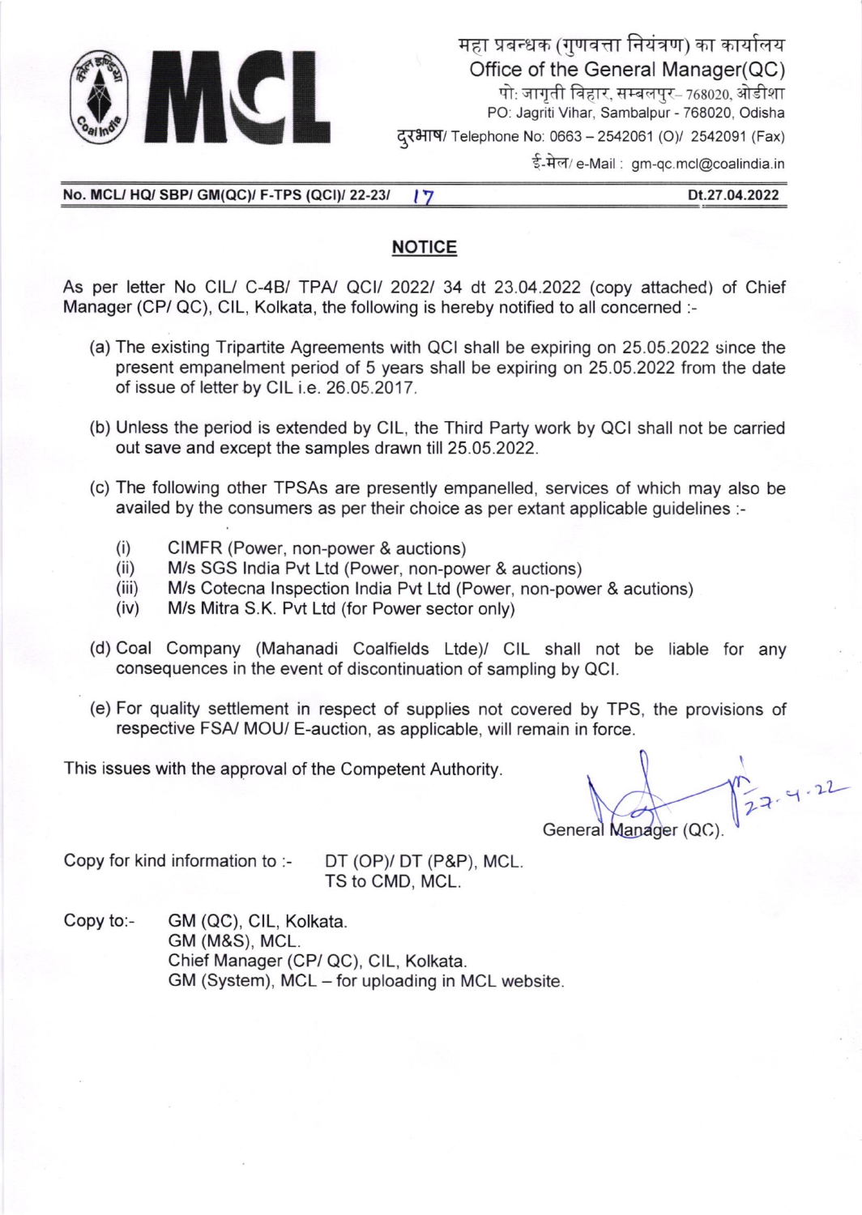MCL

महा प्रबन्धक (गुणवत्ता नियंत्रण) का कार्यालय
Office of the General Manager(QC)
पो: जागृती विहार, सम्बलपुर- 768020, ओडीशा
PO: Jagriti Vihar, Sambalpur - 768020, Odisha
दूरभाष/ Telephone No: 0663 – 2542061 (O)/ 2542091 (Fax)
ई-मेल/ e-Mail : gm-qc.mcl@coalindia.in

**No. MCL/ HQ/ SBP/ GM(QC)/ F-TPS (QCI)/ 22-23/ 17** **Dt.27.04.2022**

## NOTICE

As per letter No CIL/ C-4B/ TPA/ QCI/ 2022/ 34 dt 23.04.2022 (copy attached) of Chief Manager (CP/ QC), CIL, Kolkata, the following is hereby notified to all concerned :-

(a) The existing Tripartite Agreements with QCI shall be expiring on 25.05.2022 since the present empanelment period of 5 years shall be expiring on 25.05.2022 from the date of issue of letter by CIL i.e. 26.05.2017.

(b) Unless the period is extended by CIL, the Third Party work by QCI shall not be carried out save and except the samples drawn till 25.05.2022.

(c) The following other TPSAs are presently empanelled, services of which may also be availed by the consumers as per their choice as per extant applicable guidelines :-

(i) CIMFR (Power, non-power & auctions)
(ii) M/s SGS India Pvt Ltd (Power, non-power & auctions)
(iii) M/s Cotecna Inspection India Pvt Ltd (Power, non-power & acutions)
(iv) M/s Mitra S.K. Pvt Ltd (for Power sector only)

(d) Coal Company (Mahanadi Coalfields Ltde)/ CIL shall not be liable for any consequences in the event of discontinuation of sampling by QCI.

(e) For quality settlement in respect of supplies not covered by TPS, the provisions of respective FSA/ MOU/ E-auction, as applicable, will remain in force.

This issues with the approval of the Competent Authority.

27.4.22
General Manager (QC).

Copy for kind information to :- DT (OP)/ DT (P&P), MCL.
TS to CMD, MCL.

Copy to:- GM (QC), CIL, Kolkata.
GM (M&S), MCL.
Chief Manager (CP/ QC), CIL, Kolkata.
GM (System), MCL – for uploading in MCL website.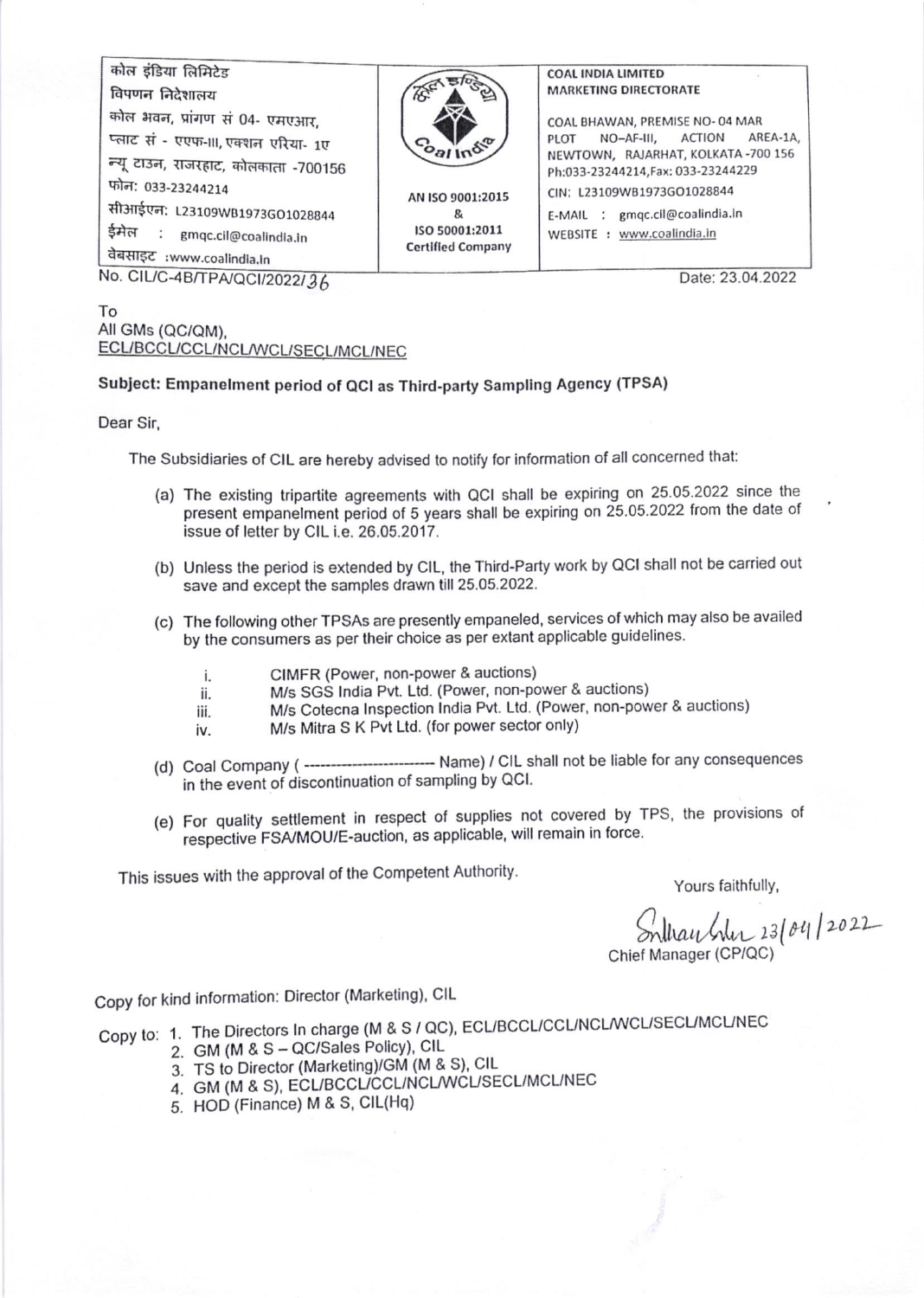| कोल इंडिया लिमिटेड<br>विपणन निदेशालय<br>कोल भवन, प्रांगण सं 04- एमएआर,<br>प्लाट सं - एएफ-III, एक्शन एरिया- 1ए<br>न्यू टाउन, राजरहाट, कोलकाता -700156<br>फोन: 033-23244214<br>सीआईएन: L23109WB1973GO1028844<br>ईमेल : gmqc.cil@coalindia.in<br>वेबसाइट :www.coalindia.in | AN ISO 9001:2015<br>&<br>ISO 50001:2011<br>Certified Company | COAL INDIA LIMITED<br>MARKETING DIRECTORATE<br><br>COAL BHAWAN, PREMISE NO- 04 MAR<br>PLOT NO–AF-III, ACTION AREA-1A,<br>NEWTOWN, RAJARHAT, KOLKATA -700 156<br>Ph:033-23244214,Fax: 033-23244229<br>CIN: L23109WB1973GO1028844<br>E-MAIL : gmqc.cil@coalindia.in<br>WEBSITE : www.coalindia.in |
|---|---|---|

No. CIL/C-4B/TPA/QCI/2022/36 Date: 23.04.2022

To
All GMs (QC/QM),
ECL/BCCL/CCL/NCL/WCL/SECL/MCL/NEC

**Subject: Empanelment period of QCI as Third-party Sampling Agency (TPSA)**

Dear Sir,

The Subsidiaries of CIL are hereby advised to notify for information of all concerned that:

(a) The existing tripartite agreements with QCI shall be expiring on 25.05.2022 since the present empanelment period of 5 years shall be expiring on 25.05.2022 from the date of issue of letter by CIL i.e. 26.05.2017.

(b) Unless the period is extended by CIL, the Third-Party work by QCI shall not be carried out save and except the samples drawn till 25.05.2022.

(c) The following other TPSAs are presently empaneled, services of which may also be availed by the consumers as per their choice as per extant applicable guidelines.

   i. CIMFR (Power, non-power & auctions)
   ii. M/s SGS India Pvt. Ltd. (Power, non-power & auctions)
   iii. M/s Cotecna Inspection India Pvt. Ltd. (Power, non-power & auctions)
   iv. M/s Mitra S K Pvt Ltd. (for power sector only)

(d) Coal Company (------------------------ Name) / CIL shall not be liable for any consequences in the event of discontinuation of sampling by QCI.

(e) For quality settlement in respect of supplies not covered by TPS, the provisions of respective FSA/MOU/E-auction, as applicable, will remain in force.

This issues with the approval of the Competent Authority.

Yours faithfully,

Sd/- 23/04/2022
Chief Manager (CP/QC)

Copy for kind information: Director (Marketing), CIL

Copy to:
1. The Directors In charge (M & S / QC), ECL/BCCL/CCL/NCL/WCL/SECL/MCL/NEC
2. GM (M & S – QC/Sales Policy), CIL
3. TS to Director (Marketing)/GM (M & S), CIL
4. GM (M & S), ECL/BCCL/CCL/NCL/WCL/SECL/MCL/NEC
5. HOD (Finance) M & S, CIL(Hq)